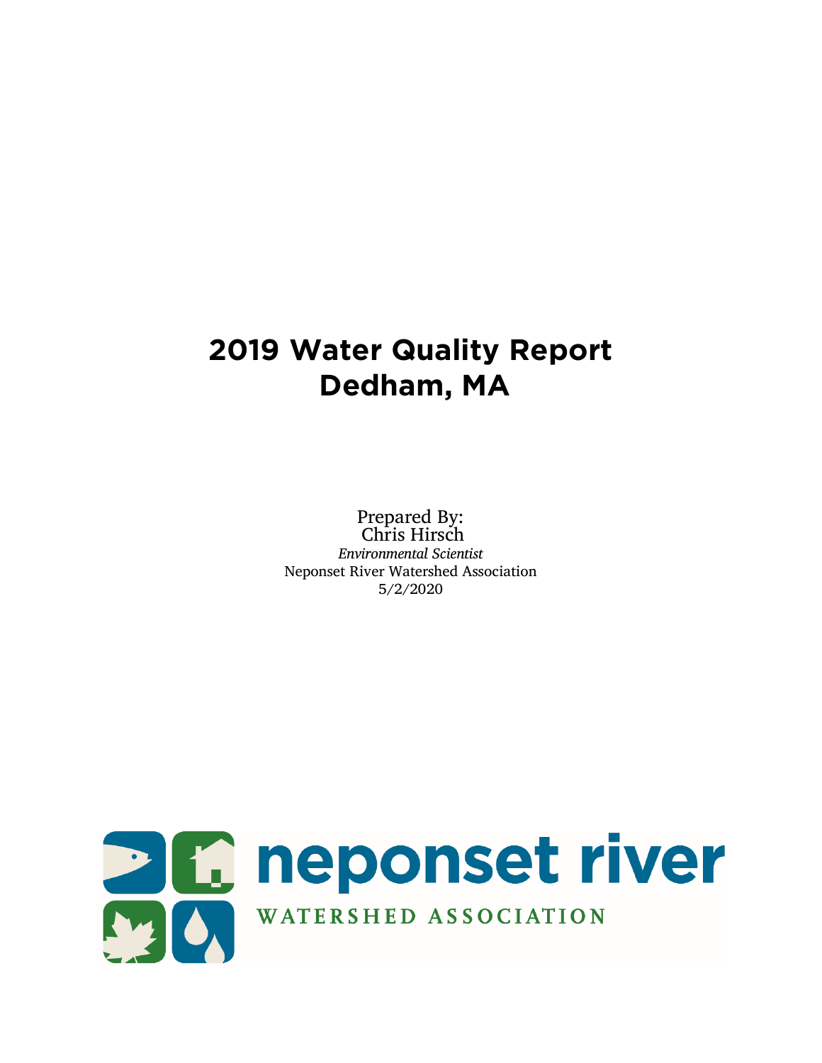# 2019 Water Quality Report
# Dedham, MA

Prepared By:
Chris Hirsch
*Environmental Scientist*
Neponset River Watershed Association
5/2/2020

neponset river
WATERSHED ASSOCIATION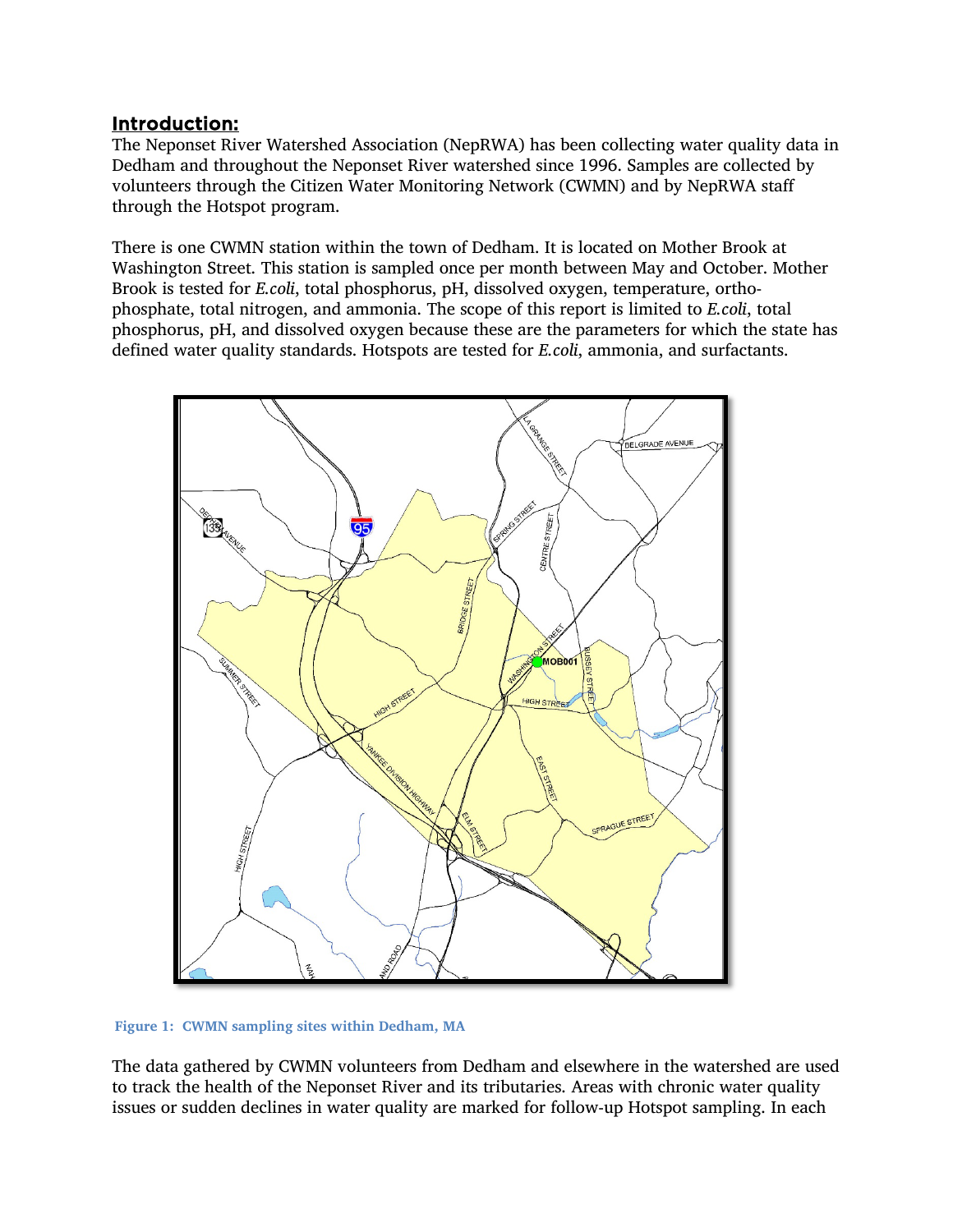## Introduction:

The Neponset River Watershed Association (NepRWA) has been collecting water quality data in Dedham and throughout the Neponset River watershed since 1996. Samples are collected by volunteers through the Citizen Water Monitoring Network (CWMN) and by NepRWA staff through the Hotspot program.

There is one CWMN station within the town of Dedham. It is located on Mother Brook at Washington Street. This station is sampled once per month between May and October. Mother Brook is tested for *E.coli*, total phosphorus, pH, dissolved oxygen, temperature, ortho-phosphate, total nitrogen, and ammonia. The scope of this report is limited to *E.coli*, total phosphorus, pH, and dissolved oxygen because these are the parameters for which the state has defined water quality standards. Hotspots are tested for *E.coli*, ammonia, and surfactants.

**Figure 1: CWMN sampling sites within Dedham, MA**

The data gathered by CWMN volunteers from Dedham and elsewhere in the watershed are used to track the health of the Neponset River and its tributaries. Areas with chronic water quality issues or sudden declines in water quality are marked for follow-up Hotspot sampling. In each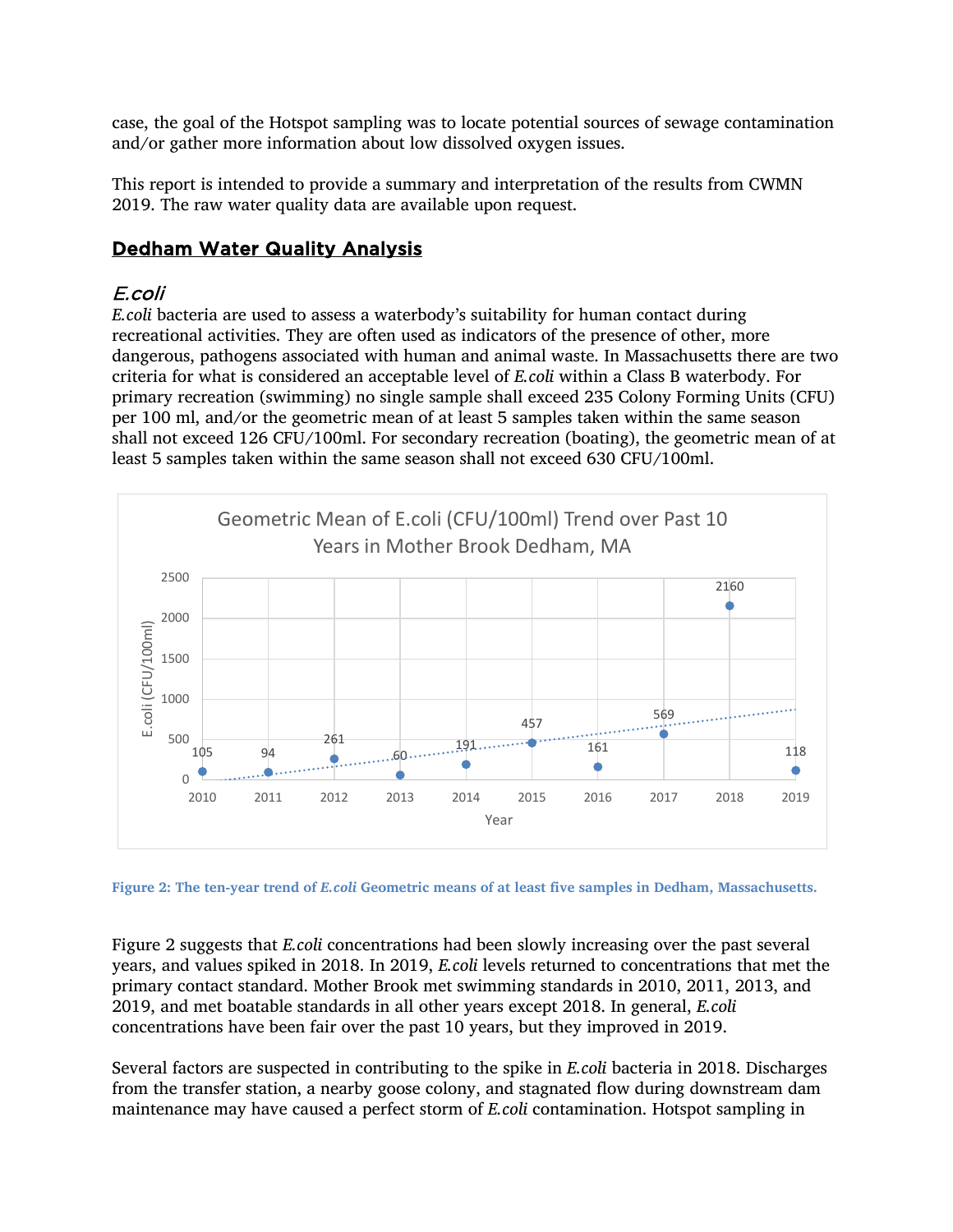case, the goal of the Hotspot sampling was to locate potential sources of sewage contamination and/or gather more information about low dissolved oxygen issues.

This report is intended to provide a summary and interpretation of the results from CWMN 2019. The raw water quality data are available upon request.

## Dedham Water Quality Analysis

### *E.coli*

*E.coli* bacteria are used to assess a waterbody's suitability for human contact during recreational activities. They are often used as indicators of the presence of other, more dangerous, pathogens associated with human and animal waste. In Massachusetts there are two criteria for what is considered an acceptable level of *E.coli* within a Class B waterbody. For primary recreation (swimming) no single sample shall exceed 235 Colony Forming Units (CFU) per 100 ml, and/or the geometric mean of at least 5 samples taken within the same season shall not exceed 126 CFU/100ml. For secondary recreation (boating), the geometric mean of at least 5 samples taken within the same season shall not exceed 630 CFU/100ml.

Geometric Mean of E.coli (CFU/100ml) Trend over Past 10 Years in Mother Brook Dedham, MA

| Year | E.coli (CFU/100ml) |
| --- | --- |
| 2010 | 105 |
| 2011 | 94 |
| 2012 | 261 |
| 2013 | 60 |
| 2014 | 191 |
| 2015 | 457 |
| 2016 | 161 |
| 2017 | 569 |
| 2018 | 2160 |
| 2019 | 118 |

**Figure 2: The ten-year trend of *E.coli* Geometric means of at least five samples in Dedham, Massachusetts.**

Figure 2 suggests that *E.coli* concentrations had been slowly increasing over the past several years, and values spiked in 2018. In 2019, *E.coli* levels returned to concentrations that met the primary contact standard. Mother Brook met swimming standards in 2010, 2011, 2013, and 2019, and met boatable standards in all other years except 2018. In general, *E.coli* concentrations have been fair over the past 10 years, but they improved in 2019.

Several factors are suspected in contributing to the spike in *E.coli* bacteria in 2018. Discharges from the transfer station, a nearby goose colony, and stagnated flow during downstream dam maintenance may have caused a perfect storm of *E.coli* contamination. Hotspot sampling in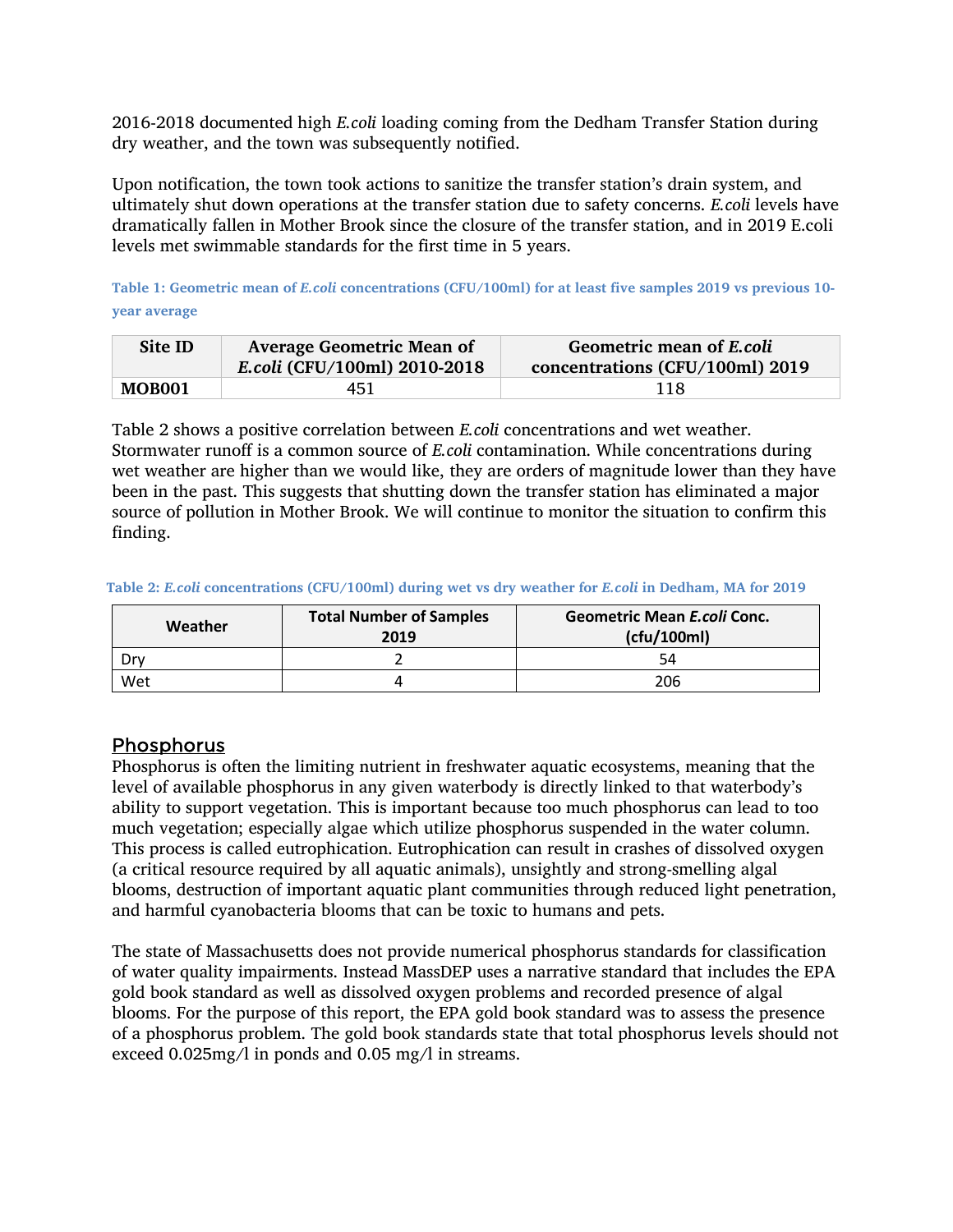2016-2018 documented high *E.coli* loading coming from the Dedham Transfer Station during dry weather, and the town was subsequently notified.

Upon notification, the town took actions to sanitize the transfer station's drain system, and ultimately shut down operations at the transfer station due to safety concerns. *E.coli* levels have dramatically fallen in Mother Brook since the closure of the transfer station, and in 2019 E.coli levels met swimmable standards for the first time in 5 years.

**Table 1: Geometric mean of *E.coli* concentrations (CFU/100ml) for at least five samples 2019 vs previous 10-year average**

| Site ID | Average Geometric Mean of *E.coli* (CFU/100ml) 2010-2018 | Geometric mean of *E.coli* concentrations (CFU/100ml) 2019 |
|---|---|---|
| **MOB001** | 451 | 118 |

Table 2 shows a positive correlation between *E.coli* concentrations and wet weather. Stormwater runoff is a common source of *E.coli* contamination. While concentrations during wet weather are higher than we would like, they are orders of magnitude lower than they have been in the past. This suggests that shutting down the transfer station has eliminated a major source of pollution in Mother Brook. We will continue to monitor the situation to confirm this finding.

**Table 2: *E.coli* concentrations (CFU/100ml) during wet vs dry weather for *E.coli* in Dedham, MA for 2019**

| Weather | Total Number of Samples 2019 | Geometric Mean *E.coli* Conc. (cfu/100ml) |
|---|---|---|
| Dry | 2 | 54 |
| Wet | 4 | 206 |

## Phosphorus

Phosphorus is often the limiting nutrient in freshwater aquatic ecosystems, meaning that the level of available phosphorus in any given waterbody is directly linked to that waterbody's ability to support vegetation. This is important because too much phosphorus can lead to too much vegetation; especially algae which utilize phosphorus suspended in the water column. This process is called eutrophication. Eutrophication can result in crashes of dissolved oxygen (a critical resource required by all aquatic animals), unsightly and strong-smelling algal blooms, destruction of important aquatic plant communities through reduced light penetration, and harmful cyanobacteria blooms that can be toxic to humans and pets.

The state of Massachusetts does not provide numerical phosphorus standards for classification of water quality impairments. Instead MassDEP uses a narrative standard that includes the EPA gold book standard as well as dissolved oxygen problems and recorded presence of algal blooms. For the purpose of this report, the EPA gold book standard was to assess the presence of a phosphorus problem. The gold book standards state that total phosphorus levels should not exceed 0.025mg/l in ponds and 0.05 mg/l in streams.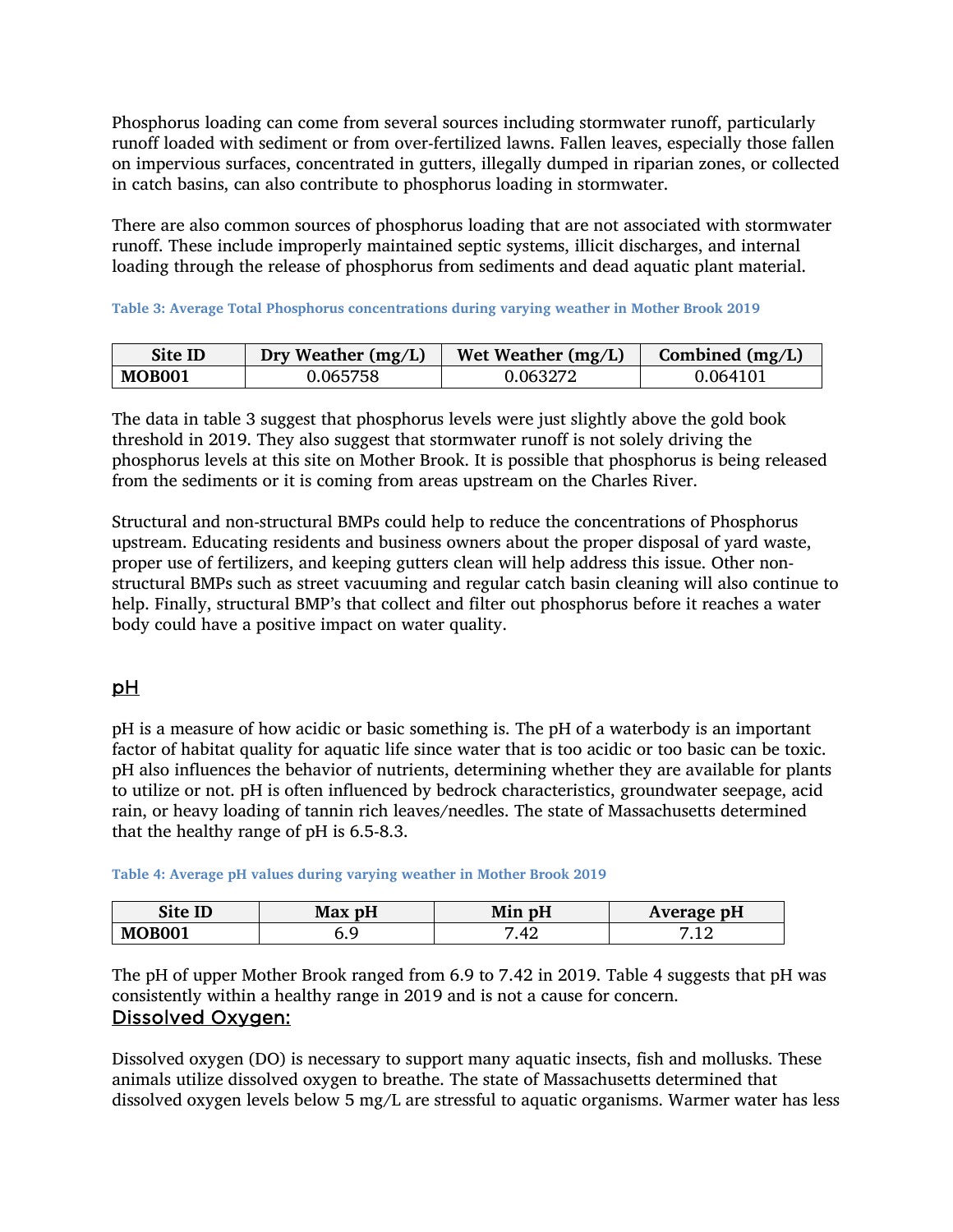Phosphorus loading can come from several sources including stormwater runoff, particularly runoff loaded with sediment or from over-fertilized lawns. Fallen leaves, especially those fallen on impervious surfaces, concentrated in gutters, illegally dumped in riparian zones, or collected in catch basins, can also contribute to phosphorus loading in stormwater.

There are also common sources of phosphorus loading that are not associated with stormwater runoff. These include improperly maintained septic systems, illicit discharges, and internal loading through the release of phosphorus from sediments and dead aquatic plant material.

**Table 3: Average Total Phosphorus concentrations during varying weather in Mother Brook 2019**

| Site ID | Dry Weather (mg/L) | Wet Weather (mg/L) | Combined (mg/L) |
|---|---|---|---|
| **MOB001** | 0.065758 | 0.063272 | 0.064101 |

The data in table 3 suggest that phosphorus levels were just slightly above the gold book threshold in 2019. They also suggest that stormwater runoff is not solely driving the phosphorus levels at this site on Mother Brook. It is possible that phosphorus is being released from the sediments or it is coming from areas upstream on the Charles River.

Structural and non-structural BMPs could help to reduce the concentrations of Phosphorus upstream. Educating residents and business owners about the proper disposal of yard waste, proper use of fertilizers, and keeping gutters clean will help address this issue. Other non-structural BMPs such as street vacuuming and regular catch basin cleaning will also continue to help. Finally, structural BMP's that collect and filter out phosphorus before it reaches a water body could have a positive impact on water quality.

## pH

pH is a measure of how acidic or basic something is. The pH of a waterbody is an important factor of habitat quality for aquatic life since water that is too acidic or too basic can be toxic. pH also influences the behavior of nutrients, determining whether they are available for plants to utilize or not. pH is often influenced by bedrock characteristics, groundwater seepage, acid rain, or heavy loading of tannin rich leaves/needles. The state of Massachusetts determined that the healthy range of pH is 6.5-8.3.

**Table 4: Average pH values during varying weather in Mother Brook 2019**

| Site ID | Max pH | Min pH | Average pH |
|---|---|---|---|
| **MOB001** | 6.9 | 7.42 | 7.12 |

The pH of upper Mother Brook ranged from 6.9 to 7.42 in 2019. Table 4 suggests that pH was consistently within a healthy range in 2019 and is not a cause for concern.

## Dissolved Oxygen:

Dissolved oxygen (DO) is necessary to support many aquatic insects, fish and mollusks. These animals utilize dissolved oxygen to breathe. The state of Massachusetts determined that dissolved oxygen levels below 5 mg/L are stressful to aquatic organisms. Warmer water has less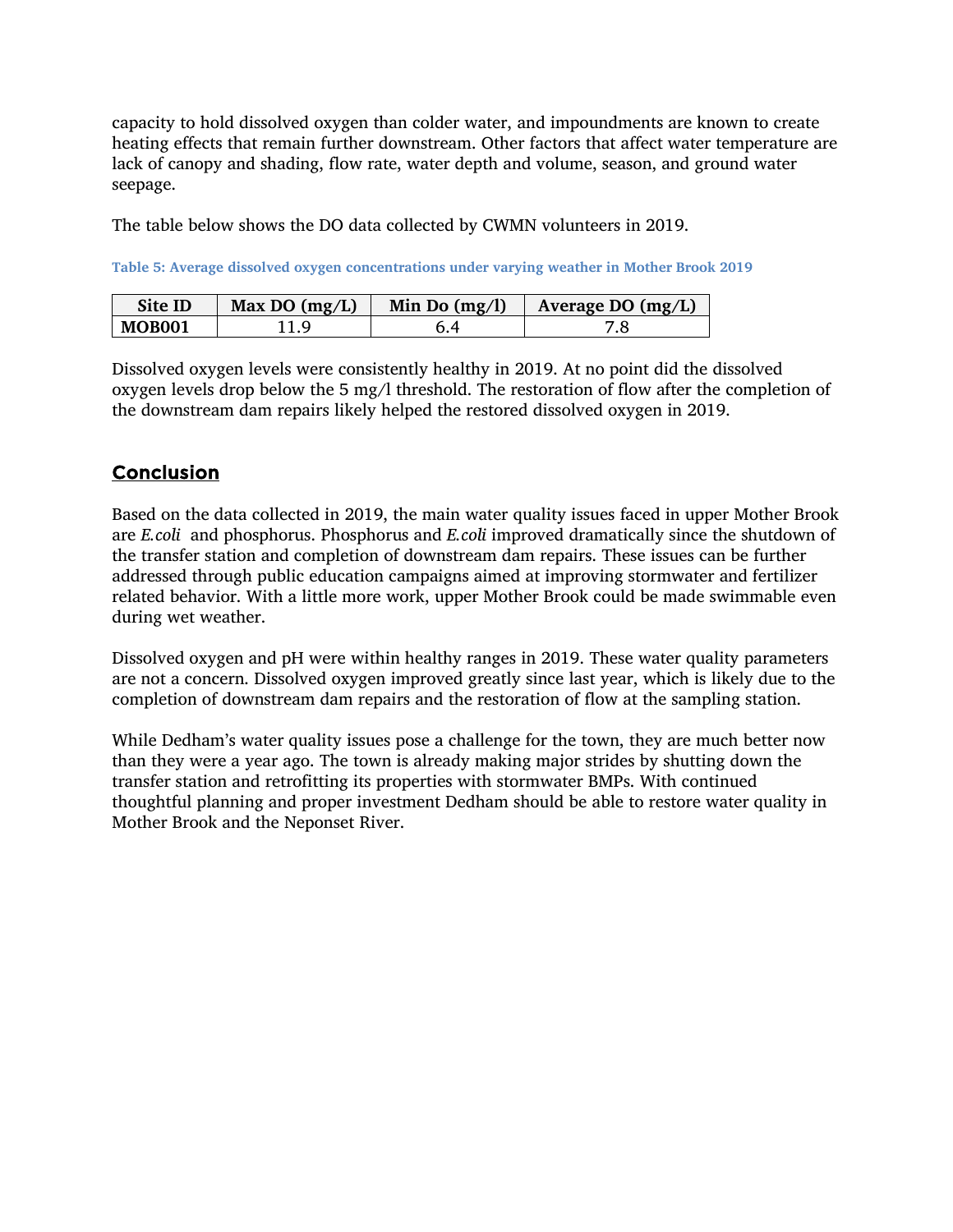capacity to hold dissolved oxygen than colder water, and impoundments are known to create heating effects that remain further downstream. Other factors that affect water temperature are lack of canopy and shading, flow rate, water depth and volume, season, and ground water seepage.

The table below shows the DO data collected by CWMN volunteers in 2019.

**Table 5: Average dissolved oxygen concentrations under varying weather in Mother Brook 2019**

| Site ID | Max DO (mg/L) | Min Do (mg/l) | Average DO (mg/L) |
|---|---|---|---|
| **MOB001** | 11.9 | 6.4 | 7.8 |

Dissolved oxygen levels were consistently healthy in 2019. At no point did the dissolved oxygen levels drop below the 5 mg/l threshold. The restoration of flow after the completion of the downstream dam repairs likely helped the restored dissolved oxygen in 2019.

## Conclusion

Based on the data collected in 2019, the main water quality issues faced in upper Mother Brook are *E.coli* and phosphorus. Phosphorus and *E.coli* improved dramatically since the shutdown of the transfer station and completion of downstream dam repairs. These issues can be further addressed through public education campaigns aimed at improving stormwater and fertilizer related behavior. With a little more work, upper Mother Brook could be made swimmable even during wet weather.

Dissolved oxygen and pH were within healthy ranges in 2019. These water quality parameters are not a concern. Dissolved oxygen improved greatly since last year, which is likely due to the completion of downstream dam repairs and the restoration of flow at the sampling station.

While Dedham's water quality issues pose a challenge for the town, they are much better now than they were a year ago. The town is already making major strides by shutting down the transfer station and retrofitting its properties with stormwater BMPs. With continued thoughtful planning and proper investment Dedham should be able to restore water quality in Mother Brook and the Neponset River.